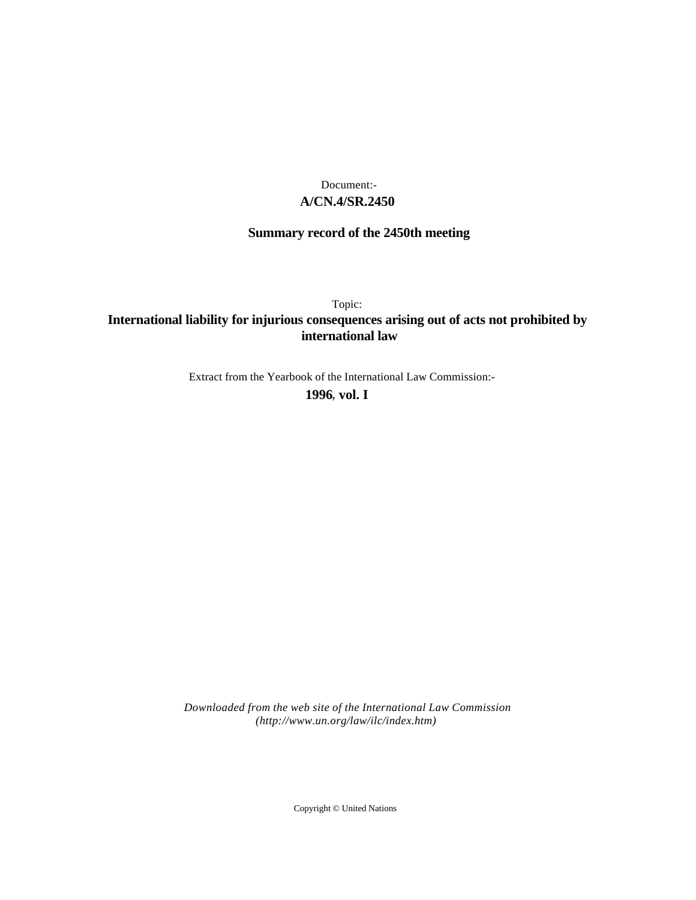Document:-

**A/CN.4/SR.2450**

**Summary record of the 2450th meeting**

Topic:

**International liability for injurious consequences arising out of acts not prohibited by international law**

Extract from the Yearbook of the International Law Commission:-

**1996, vol. I**

*Downloaded from the web site of the International Law Commission (http://www.un.org/law/ilc/index.htm)*

Copyright © United Nations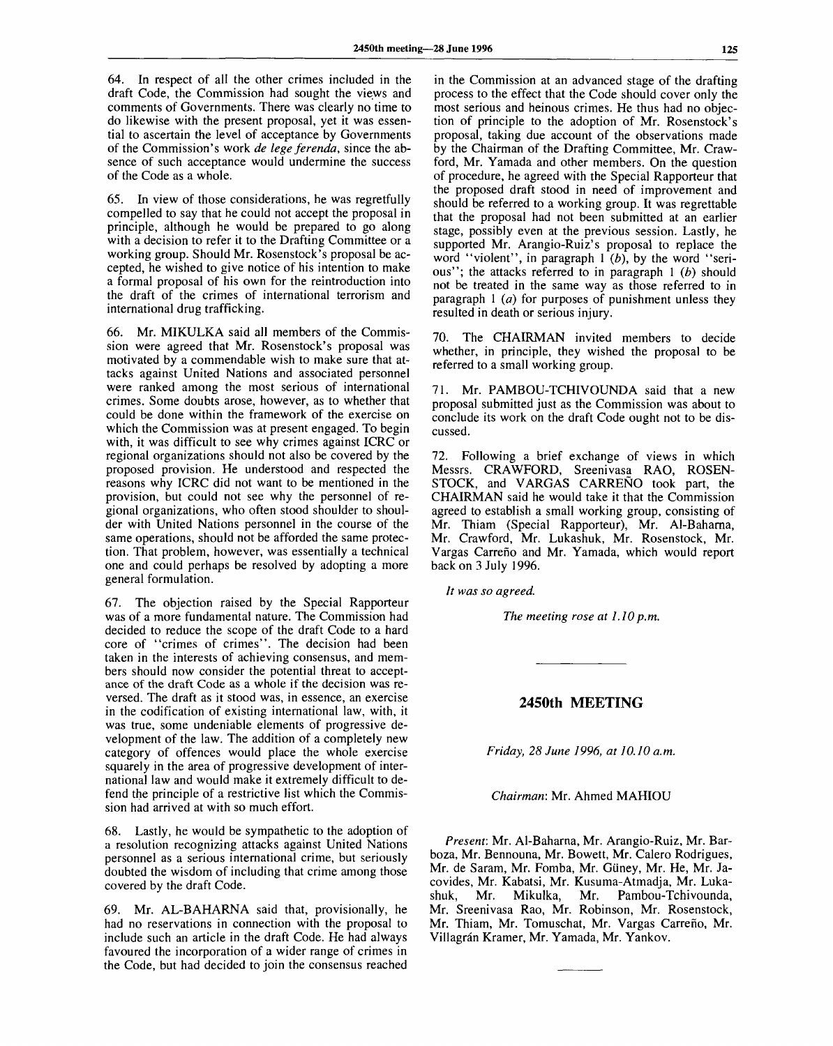64. In respect of all the other crimes included in the draft Code, the Commission had sought the views and comments of Governments. There was clearly no time to do likewise with the present proposal, yet it was essential to ascertain the level of acceptance by Governments of the Commission's work *de lege ferenda*, since the absence of such acceptance would undermine the success of the Code as a whole.

65. In view of those considerations, he was regretfully compelled to say that he could not accept the proposal in principle, although he would be prepared to go along with a decision to refer it to the Drafting Committee or a working group. Should Mr. Rosenstock's proposal be accepted, he wished to give notice of his intention to make a formal proposal of his own for the reintroduction into the draft of the crimes of international terrorism and international drug trafficking.

66. Mr. MIKULKA said all members of the Commission were agreed that Mr. Rosenstock's proposal was motivated by a commendable wish to make sure that attacks against United Nations and associated personnel were ranked among the most serious of international crimes. Some doubts arose, however, as to whether that could be done within the framework of the exercise on which the Commission was at present engaged. To begin with, it was difficult to see why crimes against ICRC or regional organizations should not also be covered by the proposed provision. He understood and respected the reasons why ICRC did not want to be mentioned in the provision, but could not see why the personnel of regional organizations, who often stood shoulder to shoulder with United Nations personnel in the course of the same operations, should not be afforded the same protection. That problem, however, was essentially a technical one and could perhaps be resolved by adopting a more general formulation.

67. The objection raised by the Special Rapporteur was of a more fundamental nature. The Commission had decided to reduce the scope of the draft Code to a hard core of "crimes of crimes". The decision had been taken in the interests of achieving consensus, and members should now consider the potential threat to acceptance of the draft Code as a whole if the decision was reversed. The draft as it stood was, in essence, an exercise in the codification of existing international law, with, it was true, some undeniable elements of progressive development of the law. The addition of a completely new category of offences would place the whole exercise squarely in the area of progressive development of international law and would make it extremely difficult to defend the principle of a restrictive list which the Commission had arrived at with so much effort.

68. Lastly, he would be sympathetic to the adoption of a resolution recognizing attacks against United Nations personnel as a serious international crime, but seriously doubted the wisdom of including that crime among those covered by the draft Code.

69. Mr. AL-BAHARNA said that, provisionally, he had no reservations in connection with the proposal to include such an article in the draft Code. He had always favoured the incorporation of a wider range of crimes in the Code, but had decided to join the consensus reached in the Commission at an advanced stage of the drafting process to the effect that the Code should cover only the most serious and heinous crimes. He thus had no objection of principle to the adoption of Mr. Rosenstock's proposal, taking due account of the observations made by the Chairman of the Drafting Committee, Mr. Crawford, Mr. Yamada and other members. On the question of procedure, he agreed with the Special Rapporteur that the proposed draft stood in need of improvement and should be referred to a working group. It was regrettable that the proposal had not been submitted at an earlier stage, possibly even at the previous session. Lastly, he supported Mr. Arangio-Ruiz's proposal to replace the word "violent", in paragraph 1 (*b*), by the word "serious"; the attacks referred to in paragraph 1 (*b*) should not be treated in the same way as those referred to in paragraph 1 (*a*) for purposes of punishment unless they resulted in death or serious injury.

70. The CHAIRMAN invited members to decide whether, in principle, they wished the proposal to be referred to a small working group.

71. Mr. PAMBOU-TCHIVOUNDA said that a new proposal submitted just as the Commission was about to conclude its work on the draft Code ought not to be discussed.

72. Following a brief exchange of views in which Messrs. CRAWFORD, Sreenivasa RAO, ROSENSTOCK, and VARGAS CARREÑO took part, the CHAIRMAN said he would take it that the Commission agreed to establish a small working group, consisting of Mr. Thiam (Special Rapporteur), Mr. Al-Baharna, Mr. Crawford, Mr. Lukashuk, Mr. Rosenstock, Mr. Vargas Carreño and Mr. Yamada, which would report back on 3 July 1996.

*It was so agreed.*

*The meeting rose at 1.10 p.m.*

---

## 2450th MEETING

*Friday, 28 June 1996, at 10.10 a.m.*

*Chairman*: Mr. Ahmed MAHIOU

*Present*: Mr. Al-Baharna, Mr. Arangio-Ruiz, Mr. Barboza, Mr. Bennouna, Mr. Bowett, Mr. Calero Rodrigues, Mr. de Saram, Mr. Fomba, Mr. Güney, Mr. He, Mr. Jacovides, Mr. Kabatsi, Mr. Kusuma-Atmadja, Mr. Lukashuk, Mr. Mikulka, Mr. Pambou-Tchivounda, Mr. Sreenivasa Rao, Mr. Robinson, Mr. Rosenstock, Mr. Thiam, Mr. Tomuschat, Mr. Vargas Carreño, Mr. Villagrán Kramer, Mr. Yamada, Mr. Yankov.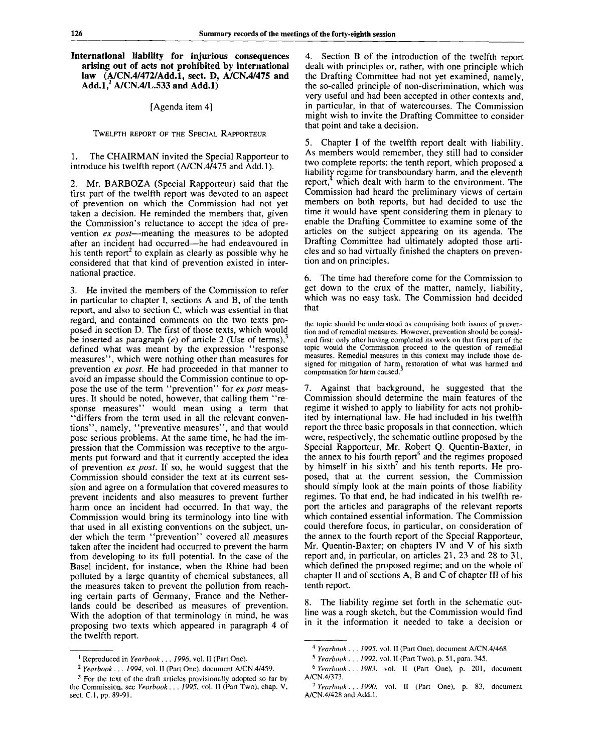## International liability for injurious consequences arising out of acts not prohibited by international law (A/CN.4/472/Add.1, sect. D, A/CN.4/475 and Add.1,[1] A/CN.4/L.533 and Add.1)

[Agenda item 4]

TWELFTH REPORT OF THE SPECIAL RAPPORTEUR

1. The CHAIRMAN invited the Special Rapporteur to introduce his twelfth report (A/CN.4/475 and Add.1).

2. Mr. BARBOZA (Special Rapporteur) said that the first part of the twelfth report was devoted to an aspect of prevention on which the Commission had not yet taken a decision. He reminded the members that, given the Commission's reluctance to accept the idea of prevention *ex post*—meaning the measures to be adopted after an incident had occurred—he had endeavoured in his tenth report[2] to explain as clearly as possible why he considered that that kind of prevention existed in international practice.

3. He invited the members of the Commission to refer in particular to chapter I, sections A and B, of the tenth report, and also to section C, which was essential in that regard, and contained comments on the two texts proposed in section D. The first of those texts, which would be inserted as paragraph (*e*) of article 2 (Use of terms),[3] defined what was meant by the expression "response measures", which were nothing other than measures for prevention *ex post*. He had proceeded in that manner to avoid an impasse should the Commission continue to oppose the use of the term "prevention" for *ex post* measures. It should be noted, however, that calling them "response measures" would mean using a term that "differs from the term used in all the relevant conventions", namely, "preventive measures", and that would pose serious problems. At the same time, he had the impression that the Commission was receptive to the arguments put forward and that it currently accepted the idea of prevention *ex post*. If so, he would suggest that the Commission should consider the text at its current session and agree on a formulation that covered measures to prevent incidents and also measures to prevent further harm once an incident had occurred. In that way, the Commission would bring its terminology into line with that used in all existing conventions on the subject, under which the term "prevention" covered all measures taken after the incident had occurred to prevent the harm from developing to its full potential. In the case of the Basel incident, for instance, when the Rhine had been polluted by a large quantity of chemical substances, all the measures taken to prevent the pollution from reaching certain parts of Germany, France and the Netherlands could be described as measures of prevention. With the adoption of that terminology in mind, he was proposing two texts which appeared in paragraph 4 of the twelfth report.

4. Section B of the introduction of the twelfth report dealt with principles or, rather, with one principle which the Drafting Committee had not yet examined, namely, the so-called principle of non-discrimination, which was very useful and had been accepted in other contexts and, in particular, in that of watercourses. The Commission might wish to invite the Drafting Committee to consider that point and take a decision.

5. Chapter I of the twelfth report dealt with liability. As members would remember, they still had to consider two complete reports: the tenth report, which proposed a liability regime for transboundary harm, and the eleventh report,[4] which dealt with harm to the environment. The Commission had heard the preliminary views of certain members on both reports, but had decided to use the time it would have spent considering them in plenary to enable the Drafting Committee to examine some of the articles on the subject appearing on its agenda. The Drafting Committee had ultimately adopted those articles and so had virtually finished the chapters on prevention and on principles.

6. The time had therefore come for the Commission to get down to the crux of the matter, namely, liability, which was no easy task. The Commission had decided that

> the topic should be understood as comprising both issues of prevention and of remedial measures. However, prevention should be considered first: only after having completed its work on that first part of the topic would the Commission proceed to the question of remedial measures. Remedial measures in this context may include those designed for mitigation of harm, restoration of what was harmed and compensation for harm caused.[5]

7. Against that background, he suggested that the Commission should determine the main features of the regime it wished to apply to liability for acts not prohibited by international law. He had included in his twelfth report the three basic proposals in that connection, which were, respectively, the schematic outline proposed by the Special Rapporteur, Mr. Robert Q. Quentin-Baxter, in the annex to his fourth report[6] and the regimes proposed by himself in his sixth[7] and his tenth reports. He proposed, that at the current session, the Commission should simply look at the main points of those liability regimes. To that end, he had indicated in his twelfth report the articles and paragraphs of the relevant reports which contained essential information. The Commission could therefore focus, in particular, on consideration of the annex to the fourth report of the Special Rapporteur, Mr. Quentin-Baxter; on chapters IV and V of his sixth report and, in particular, on articles 21, 23 and 28 to 31, which defined the proposed regime; and on the whole of chapter II and of sections A, B and C of chapter III of his tenth report.

8. The liability regime set forth in the schematic outline was a rough sketch, but the Commission would find in it the information it needed to take a decision or

---

[1] Reproduced in *Yearbook . . . 1996*, vol. II (Part One).

[2] *Yearbook . . . 1994*, vol. II (Part One), document A/CN.4/459.

[3] For the text of the draft articles provisionally adopted so far by the Commission, see *Yearbook . . . 1995*, vol. II (Part Two), chap. V, sect. C.1, pp. 89-91.

[4] *Yearbook . . . 1995*, vol. II (Part One), document A/CN.4/468.

[5] *Yearbook . . . 1992*, vol. II (Part Two), p. 51, para. 345.

[6] *Yearbook . . . 1983*, vol. II (Part One), p. 201, document A/CN.4/373.

[7] *Yearbook . . . 1990*, vol. II (Part One), p. 83, document A/CN.4/428 and Add.1.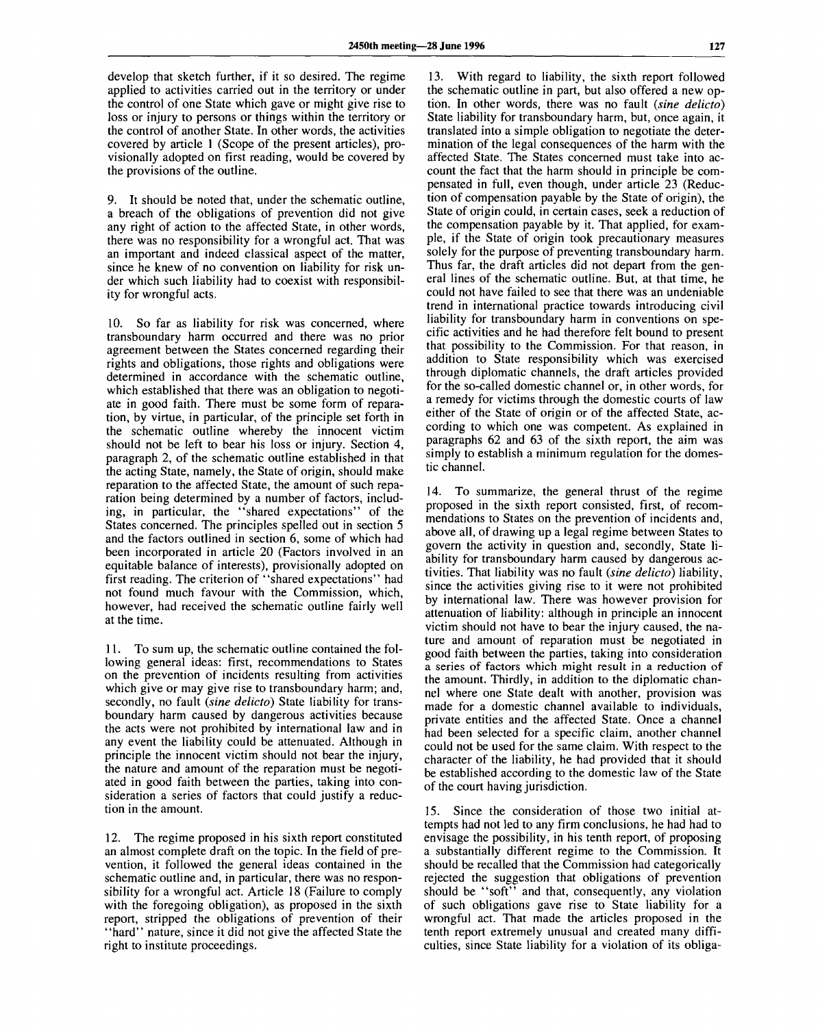develop that sketch further, if it so desired. The regime applied to activities carried out in the territory or under the control of one State which gave or might give rise to loss or injury to persons or things within the territory or the control of another State. In other words, the activities covered by article 1 (Scope of the present articles), provisionally adopted on first reading, would be covered by the provisions of the outline.

9. It should be noted that, under the schematic outline, a breach of the obligations of prevention did not give any right of action to the affected State, in other words, there was no responsibility for a wrongful act. That was an important and indeed classical aspect of the matter, since he knew of no convention on liability for risk under which such liability had to coexist with responsibility for wrongful acts.

10. So far as liability for risk was concerned, where transboundary harm occurred and there was no prior agreement between the States concerned regarding their rights and obligations, those rights and obligations were determined in accordance with the schematic outline, which established that there was an obligation to negotiate in good faith. There must be some form of reparation, by virtue, in particular, of the principle set forth in the schematic outline whereby the innocent victim should not be left to bear his loss or injury. Section 4, paragraph 2, of the schematic outline established in that the acting State, namely, the State of origin, should make reparation to the affected State, the amount of such reparation being determined by a number of factors, including, in particular, the "shared expectations" of the States concerned. The principles spelled out in section 5 and the factors outlined in section 6, some of which had been incorporated in article 20 (Factors involved in an equitable balance of interests), provisionally adopted on first reading. The criterion of "shared expectations" had not found much favour with the Commission, which, however, had received the schematic outline fairly well at the time.

11. To sum up, the schematic outline contained the following general ideas: first, recommendations to States on the prevention of incidents resulting from activities which give or may give rise to transboundary harm; and, secondly, no fault (*sine delicto*) State liability for transboundary harm caused by dangerous activities because the acts were not prohibited by international law and in any event the liability could be attenuated. Although in principle the innocent victim should not bear the injury, the nature and amount of the reparation must be negotiated in good faith between the parties, taking into consideration a series of factors that could justify a reduction in the amount.

12. The regime proposed in his sixth report constituted an almost complete draft on the topic. In the field of prevention, it followed the general ideas contained in the schematic outline and, in particular, there was no responsibility for a wrongful act. Article 18 (Failure to comply with the foregoing obligation), as proposed in the sixth report, stripped the obligations of prevention of their "hard" nature, since it did not give the affected State the right to institute proceedings.

13. With regard to liability, the sixth report followed the schematic outline in part, but also offered a new option. In other words, there was no fault (*sine delicto*) State liability for transboundary harm, but, once again, it translated into a simple obligation to negotiate the determination of the legal consequences of the harm with the affected State. The States concerned must take into account the fact that the harm should in principle be compensated in full, even though, under article 23 (Reduction of compensation payable by the State of origin), the State of origin could, in certain cases, seek a reduction of the compensation payable by it. That applied, for example, if the State of origin took precautionary measures solely for the purpose of preventing transboundary harm. Thus far, the draft articles did not depart from the general lines of the schematic outline. But, at that time, he could not have failed to see that there was an undeniable trend in international practice towards introducing civil liability for transboundary harm in conventions on specific activities and he had therefore felt bound to present that possibility to the Commission. For that reason, in addition to State responsibility which was exercised through diplomatic channels, the draft articles provided for the so-called domestic channel or, in other words, for a remedy for victims through the domestic courts of law either of the State of origin or of the affected State, according to which one was competent. As explained in paragraphs 62 and 63 of the sixth report, the aim was simply to establish a minimum regulation for the domestic channel.

14. To summarize, the general thrust of the regime proposed in the sixth report consisted, first, of recommendations to States on the prevention of incidents and, above all, of drawing up a legal regime between States to govern the activity in question and, secondly, State liability for transboundary harm caused by dangerous activities. That liability was no fault (*sine delicto*) liability, since the activities giving rise to it were not prohibited by international law. There was however provision for attenuation of liability: although in principle an innocent victim should not have to bear the injury caused, the nature and amount of reparation must be negotiated in good faith between the parties, taking into consideration a series of factors which might result in a reduction of the amount. Thirdly, in addition to the diplomatic channel where one State dealt with another, provision was made for a domestic channel available to individuals, private entities and the affected State. Once a channel had been selected for a specific claim, another channel could not be used for the same claim. With respect to the character of the liability, he had provided that it should be established according to the domestic law of the State of the court having jurisdiction.

15. Since the consideration of those two initial attempts had not led to any firm conclusions, he had had to envisage the possibility, in his tenth report, of proposing a substantially different regime to the Commission. It should be recalled that the Commission had categorically rejected the suggestion that obligations of prevention should be "soft" and that, consequently, any violation of such obligations gave rise to State liability for a wrongful act. That made the articles proposed in the tenth report extremely unusual and created many difficulties, since State liability for a violation of its obliga-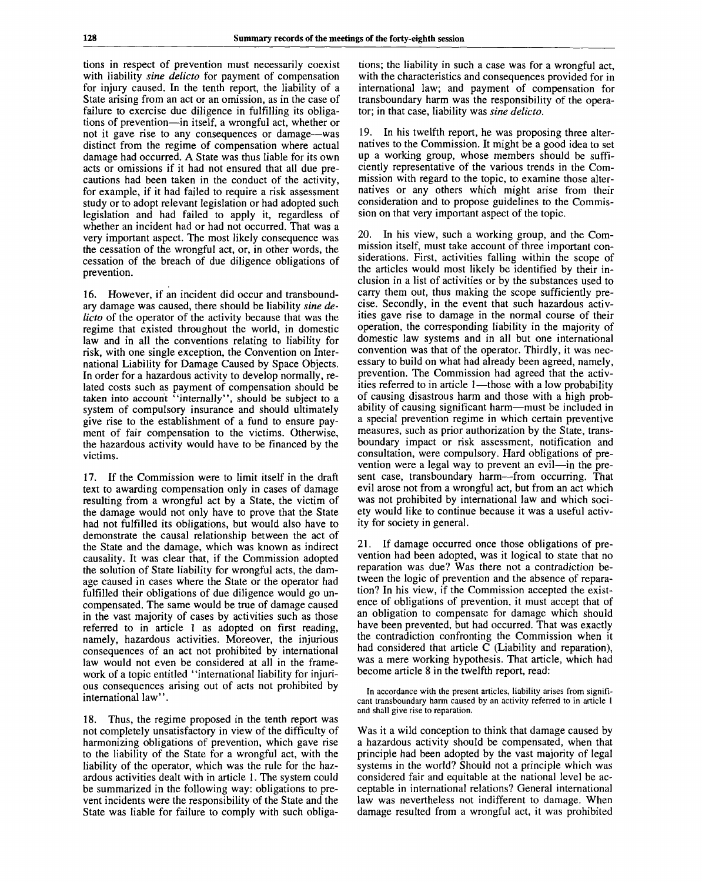tions in respect of prevention must necessarily coexist with liability *sine delicto* for payment of compensation for injury caused. In the tenth report, the liability of a State arising from an act or an omission, as in the case of failure to exercise due diligence in fulfilling its obligations of prevention—in itself, a wrongful act, whether or not it gave rise to any consequences or damage—was distinct from the regime of compensation where actual damage had occurred. A State was thus liable for its own acts or omissions if it had not ensured that all due precautions had been taken in the conduct of the activity, for example, if it had failed to require a risk assessment study or to adopt relevant legislation or had adopted such legislation and had failed to apply it, regardless of whether an incident had or had not occurred. That was a very important aspect. The most likely consequence was the cessation of the wrongful act, or, in other words, the cessation of the breach of due diligence obligations of prevention.

16. However, if an incident did occur and transboundary damage was caused, there should be liability *sine delicto* of the operator of the activity because that was the regime that existed throughout the world, in domestic law and in all the conventions relating to liability for risk, with one single exception, the Convention on International Liability for Damage Caused by Space Objects. In order for a hazardous activity to develop normally, related costs such as payment of compensation should be taken into account "internally", should be subject to a system of compulsory insurance and should ultimately give rise to the establishment of a fund to ensure payment of fair compensation to the victims. Otherwise, the hazardous activity would have to be financed by the victims.

17. If the Commission were to limit itself in the draft text to awarding compensation only in cases of damage resulting from a wrongful act by a State, the victim of the damage would not only have to prove that the State had not fulfilled its obligations, but would also have to demonstrate the causal relationship between the act of the State and the damage, which was known as indirect causality. It was clear that, if the Commission adopted the solution of State liability for wrongful acts, the damage caused in cases where the State or the operator had fulfilled their obligations of due diligence would go uncompensated. The same would be true of damage caused in the vast majority of cases by activities such as those referred to in article 1 as adopted on first reading, namely, hazardous activities. Moreover, the injurious consequences of an act not prohibited by international law would not even be considered at all in the framework of a topic entitled "international liability for injurious consequences arising out of acts not prohibited by international law".

18. Thus, the regime proposed in the tenth report was not completely unsatisfactory in view of the difficulty of harmonizing obligations of prevention, which gave rise to the liability of the State for a wrongful act, with the liability of the operator, which was the rule for the hazardous activities dealt with in article 1. The system could be summarized in the following way: obligations to prevent incidents were the responsibility of the State and the State was liable for failure to comply with such obligations; the liability in such a case was for a wrongful act, with the characteristics and consequences provided for in international law; and payment of compensation for transboundary harm was the responsibility of the operator; in that case, liability was *sine delicto*.

19. In his twelfth report, he was proposing three alternatives to the Commission. It might be a good idea to set up a working group, whose members should be sufficiently representative of the various trends in the Commission with regard to the topic, to examine those alternatives or any others which might arise from their consideration and to propose guidelines to the Commission on that very important aspect of the topic.

20. In his view, such a working group, and the Commission itself, must take account of three important considerations. First, activities falling within the scope of the articles would most likely be identified by their inclusion in a list of activities or by the substances used to carry them out, thus making the scope sufficiently precise. Secondly, in the event that such hazardous activities gave rise to damage in the normal course of their operation, the corresponding liability in the majority of domestic law systems and in all but one international convention was that of the operator. Thirdly, it was necessary to build on what had already been agreed, namely, prevention. The Commission had agreed that the activities referred to in article 1—those with a low probability of causing disastrous harm and those with a high probability of causing significant harm—must be included in a special prevention regime in which certain preventive measures, such as prior authorization by the State, transboundary impact or risk assessment, notification and consultation, were compulsory. Hard obligations of prevention were a legal way to prevent an evil—in the present case, transboundary harm—from occurring. That evil arose not from a wrongful act, but from an act which was not prohibited by international law and which society would like to continue because it was a useful activity for society in general.

21. If damage occurred once those obligations of prevention had been adopted, was it logical to state that no reparation was due? Was there not a contradiction between the logic of prevention and the absence of reparation? In his view, if the Commission accepted the existence of obligations of prevention, it must accept that of an obligation to compensate for damage which should have been prevented, but had occurred. That was exactly the contradiction confronting the Commission when it had considered that article C (Liability and reparation), was a mere working hypothesis. That article, which had become article 8 in the twelfth report, read:

> In accordance with the present articles, liability arises from significant transboundary harm caused by an activity referred to in article 1 and shall give rise to reparation.

Was it a wild conception to think that damage caused by a hazardous activity should be compensated, when that principle had been adopted by the vast majority of legal systems in the world? Should not a principle which was considered fair and equitable at the national level be acceptable in international relations? General international law was nevertheless not indifferent to damage. When damage resulted from a wrongful act, it was prohibited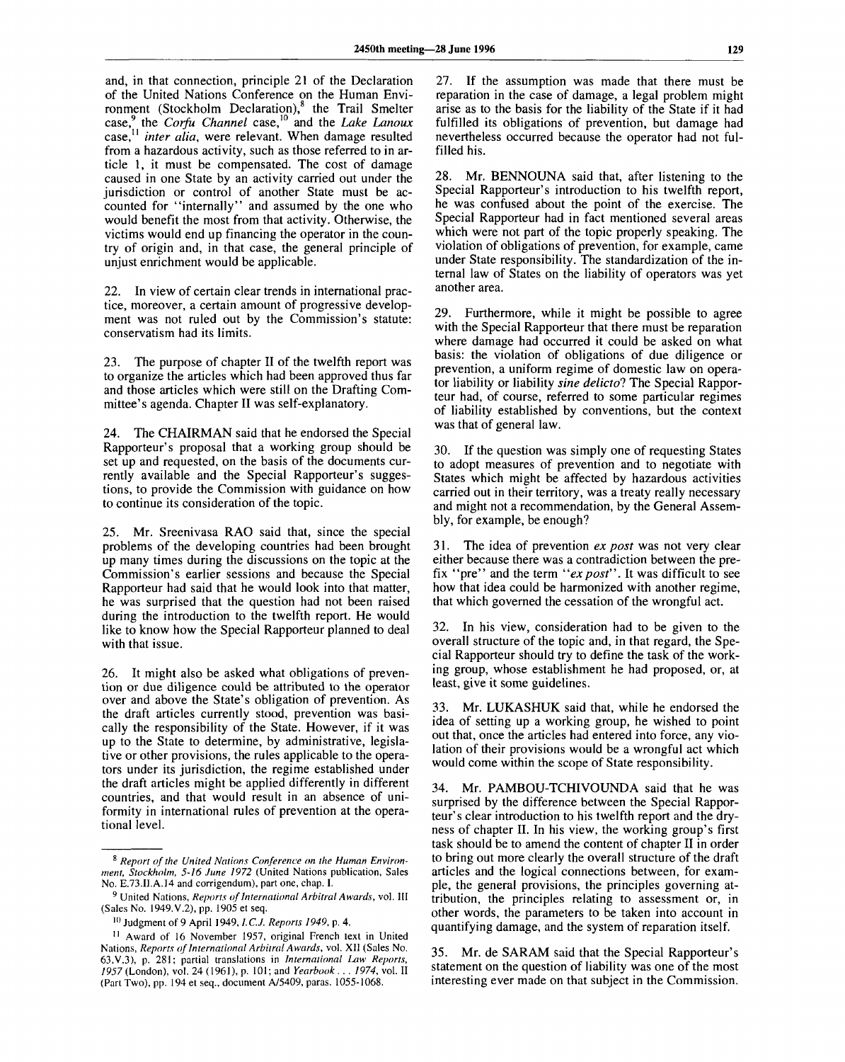and, in that connection, principle 21 of the Declaration of the United Nations Conference on the Human Environment (Stockholm Declaration),[8] the Trail Smelter case,[9] the *Corfu Channel* case,[10] and the *Lake Lanoux* case,[11] *inter alia*, were relevant. When damage resulted from a hazardous activity, such as those referred to in article 1, it must be compensated. The cost of damage caused in one State by an activity carried out under the jurisdiction or control of another State must be accounted for "internally" and assumed by the one who would benefit the most from that activity. Otherwise, the victims would end up financing the operator in the country of origin and, in that case, the general principle of unjust enrichment would be applicable.

22. In view of certain clear trends in international practice, moreover, a certain amount of progressive development was not ruled out by the Commission's statute: conservatism had its limits.

23. The purpose of chapter II of the twelfth report was to organize the articles which had been approved thus far and those articles which were still on the Drafting Committee's agenda. Chapter II was self-explanatory.

24. The CHAIRMAN said that he endorsed the Special Rapporteur's proposal that a working group should be set up and requested, on the basis of the documents currently available and the Special Rapporteur's suggestions, to provide the Commission with guidance on how to continue its consideration of the topic.

25. Mr. Sreenivasa RAO said that, since the special problems of the developing countries had been brought up many times during the discussions on the topic at the Commission's earlier sessions and because the Special Rapporteur had said that he would look into that matter, he was surprised that the question had not been raised during the introduction to the twelfth report. He would like to know how the Special Rapporteur planned to deal with that issue.

26. It might also be asked what obligations of prevention or due diligence could be attributed to the operator over and above the State's obligation of prevention. As the draft articles currently stood, prevention was basically the responsibility of the State. However, if it was up to the State to determine, by administrative, legislative or other provisions, the rules applicable to the operators under its jurisdiction, the regime established under the draft articles might be applied differently in different countries, and that would result in an absence of uniformity in international rules of prevention at the operational level.

27. If the assumption was made that there must be reparation in the case of damage, a legal problem might arise as to the basis for the liability of the State if it had fulfilled its obligations of prevention, but damage had nevertheless occurred because the operator had not fulfilled his.

28. Mr. BENNOUNA said that, after listening to the Special Rapporteur's introduction to his twelfth report, he was confused about the point of the exercise. The Special Rapporteur had in fact mentioned several areas which were not part of the topic properly speaking. The violation of obligations of prevention, for example, came under State responsibility. The standardization of the internal law of States on the liability of operators was yet another area.

29. Furthermore, while it might be possible to agree with the Special Rapporteur that there must be reparation where damage had occurred it could be asked on what basis: the violation of obligations of due diligence or prevention, a uniform regime of domestic law on operator liability or liability *sine delicto*? The Special Rapporteur had, of course, referred to some particular regimes of liability established by conventions, but the context was that of general law.

30. If the question was simply one of requesting States to adopt measures of prevention and to negotiate with States which might be affected by hazardous activities carried out in their territory, was a treaty really necessary and might not a recommendation, by the General Assembly, for example, be enough?

31. The idea of prevention *ex post* was not very clear either because there was a contradiction between the prefix "pre" and the term "*ex post*". It was difficult to see how that idea could be harmonized with another regime, that which governed the cessation of the wrongful act.

32. In his view, consideration had to be given to the overall structure of the topic and, in that regard, the Special Rapporteur should try to define the task of the working group, whose establishment he had proposed, or, at least, give it some guidelines.

33. Mr. LUKASHUK said that, while he endorsed the idea of setting up a working group, he wished to point out that, once the articles had entered into force, any violation of their provisions would be a wrongful act which would come within the scope of State responsibility.

34. Mr. PAMBOU-TCHIVOUNDA said that he was surprised by the difference between the Special Rapporteur's clear introduction to his twelfth report and the dryness of chapter II. In his view, the working group's first task should be to amend the content of chapter II in order to bring out more clearly the overall structure of the draft articles and the logical connections between, for example, the general provisions, the principles governing attribution, the principles relating to assessment or, in other words, the parameters to be taken into account in quantifying damage, and the system of reparation itself.

35. Mr. de SARAM said that the Special Rapporteur's statement on the question of liability was one of the most interesting ever made on that subject in the Commission.

---

[8] *Report of the United Nations Conference on the Human Environment, Stockholm, 5-16 June 1972* (United Nations publication, Sales No. E.73.II.A.14 and corrigendum), part one, chap. I.

[9] United Nations, *Reports of International Arbitral Awards*, vol. III (Sales No. 1949.V.2), pp. 1905 et seq.

[10] Judgment of 9 April 1949, *I.C.J. Reports 1949*, p. 4.

[11] Award of 16 November 1957, original French text in United Nations, *Reports of International Arbitral Awards*, vol. XII (Sales No. 63.V.3), p. 281; partial translations in *International Law Reports, 1957* (London), vol. 24 (1961), p. 101; and *Yearbook . . . 1974*, vol. II (Part Two), pp. 194 et seq., document A/5409, paras. 1055-1068.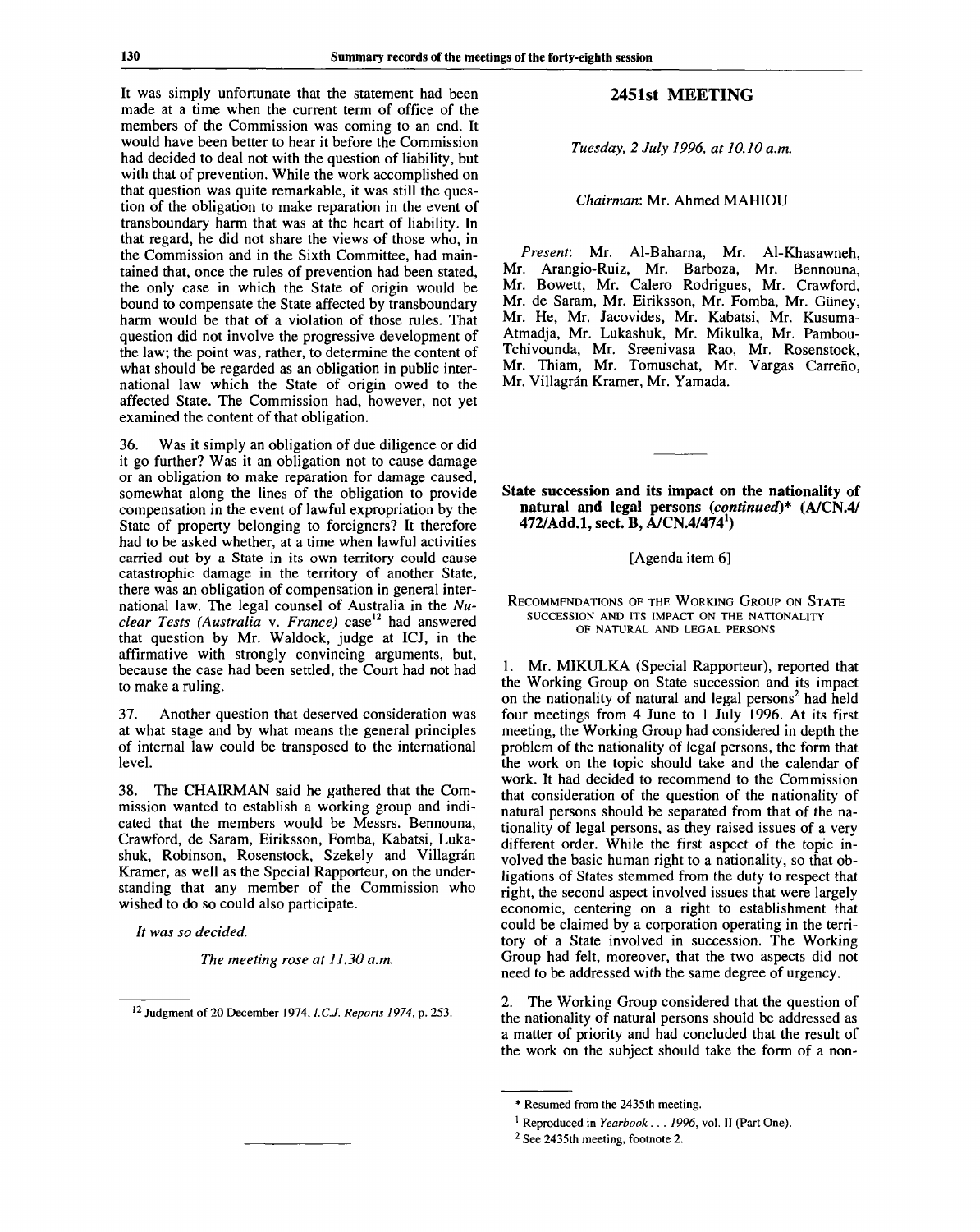It was simply unfortunate that the statement had been made at a time when the current term of office of the members of the Commission was coming to an end. It would have been better to hear it before the Commission had decided to deal not with the question of liability, but with that of prevention. While the work accomplished on that question was quite remarkable, it was still the question of the obligation to make reparation in the event of transboundary harm that was at the heart of liability. In that regard, he did not share the views of those who, in the Commission and in the Sixth Committee, had maintained that, once the rules of prevention had been stated, the only case in which the State of origin would be bound to compensate the State affected by transboundary harm would be that of a violation of those rules. That question did not involve the progressive development of the law; the point was, rather, to determine the content of what should be regarded as an obligation in public international law which the State of origin owed to the affected State. The Commission had, however, not yet examined the content of that obligation.

36. Was it simply an obligation of due diligence or did it go further? Was it an obligation not to cause damage or an obligation to make reparation for damage caused, somewhat along the lines of the obligation to provide compensation in the event of lawful expropriation by the State of property belonging to foreigners? It therefore had to be asked whether, at a time when lawful activities carried out by a State in its own territory could cause catastrophic damage in the territory of another State, there was an obligation of compensation in general international law. The legal counsel of Australia in the *Nuclear Tests (Australia* v. *France)* case[12] had answered that question by Mr. Waldock, judge at ICJ, in the affirmative with strongly convincing arguments, but, because the case had been settled, the Court had not had to make a ruling.

37. Another question that deserved consideration was at what stage and by what means the general principles of internal law could be transposed to the international level.

38. The CHAIRMAN said he gathered that the Commission wanted to establish a working group and indicated that the members would be Messrs. Bennouna, Crawford, de Saram, Eiriksson, Fomba, Kabatsi, Lukashuk, Robinson, Rosenstock, Szekely and Villagrán Kramer, as well as the Special Rapporteur, on the understanding that any member of the Commission who wished to do so could also participate.

*It was so decided.*

*The meeting rose at 11.30 a.m.*

[12] Judgment of 20 December 1974, *I.C.J. Reports 1974*, p. 253.

## 2451st MEETING

*Tuesday, 2 July 1996, at 10.10 a.m.*

*Chairman*: Mr. Ahmed MAHIOU

*Present*: Mr. Al-Baharna, Mr. Al-Khasawneh, Mr. Arangio-Ruiz, Mr. Barboza, Mr. Bennouna, Mr. Bowett, Mr. Calero Rodrigues, Mr. Crawford, Mr. de Saram, Mr. Eiriksson, Mr. Fomba, Mr. Güney, Mr. He, Mr. Jacovides, Mr. Kabatsi, Mr. Kusuma-Atmadja, Mr. Lukashuk, Mr. Mikulka, Mr. Pambou-Tchivounda, Mr. Sreenivasa Rao, Mr. Rosenstock, Mr. Thiam, Mr. Tomuschat, Mr. Vargas Carreño, Mr. Villagrán Kramer, Mr. Yamada.

---

### State succession and its impact on the nationality of natural and legal persons (*continued*)* (A/CN.4/472/Add.1, sect. B, A/CN.4/474[1])

[Agenda item 6]

#### RECOMMENDATIONS OF THE WORKING GROUP ON STATE SUCCESSION AND ITS IMPACT ON THE NATIONALITY OF NATURAL AND LEGAL PERSONS

1. Mr. MIKULKA (Special Rapporteur), reported that the Working Group on State succession and its impact on the nationality of natural and legal persons[2] had held four meetings from 4 June to 1 July 1996. At its first meeting, the Working Group had considered in depth the problem of the nationality of legal persons, the form that the work on the topic should take and the calendar of work. It had decided to recommend to the Commission that consideration of the question of the nationality of natural persons should be separated from that of the nationality of legal persons, as they raised issues of a very different order. While the first aspect of the topic involved the basic human right to a nationality, so that obligations of States stemmed from the duty to respect that right, the second aspect involved issues that were largely economic, centering on a right to establishment that could be claimed by a corporation operating in the territory of a State involved in succession. The Working Group had felt, moreover, that the two aspects did not need to be addressed with the same degree of urgency.

2. The Working Group considered that the question of the nationality of natural persons should be addressed as a matter of priority and had concluded that the result of the work on the subject should take the form of a non-

\* Resumed from the 2435th meeting.

[1] Reproduced in *Yearbook . . . 1996*, vol. II (Part One).

[2] See 2435th meeting, footnote 2.